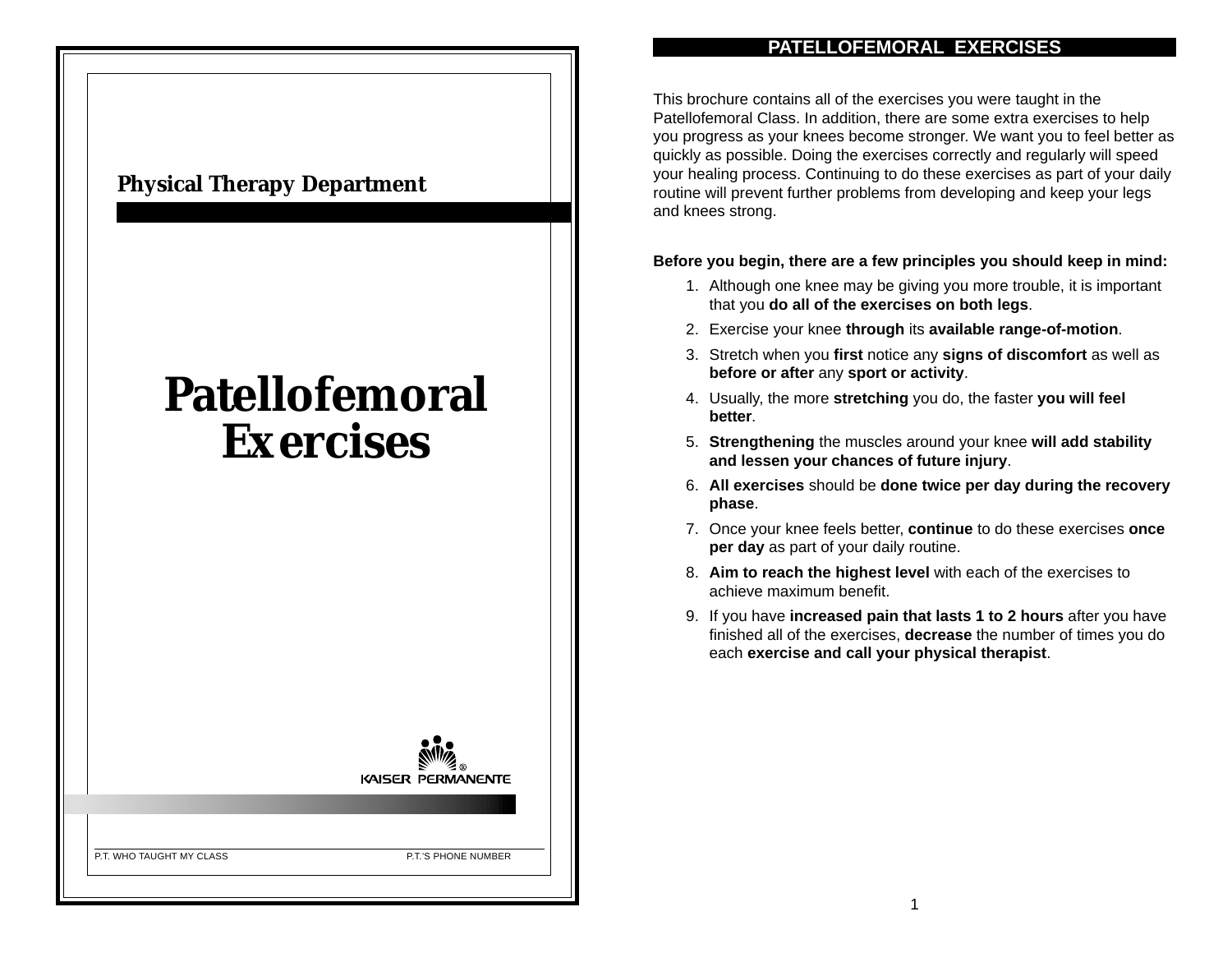Physical Therapy Department

# Patellofemoral Exercises

KAISER PERMANENTE®

P.T. WHO TAUGHT MY CLASS

P.T.'S PHONE NUMBER

## PATELLOFEMORAL EXERCISES

This brochure contains all of the exercises you were taught in the Patellofemoral Class. In addition, there are some extra exercises to help you progress as your knees become stronger. We want you to feel better as quickly as possible. Doing the exercises correctly and regularly will speed your healing process. Continuing to do these exercises as part of your daily routine will prevent further problems from developing and keep your legs and knees strong.

**Before you begin, there are a few principles you should keep in mind:**

1. Although one knee may be giving you more trouble, it is important that you **do all of the exercises on both legs**.
2. Exercise your knee **through** its **available range-of-motion**.
3. Stretch when you **first** notice any **signs of discomfort** as well as **before or after** any **sport or activity**.
4. Usually, the more **stretching** you do, the faster **you will feel better**.
5. **Strengthening** the muscles around your knee **will add stability and lessen your chances of future injury**.
6. **All exercises** should be **done twice per day during the recovery phase**.
7. Once your knee feels better, **continue** to do these exercises **once per day** as part of your daily routine.
8. **Aim to reach the highest level** with each of the exercises to achieve maximum benefit.
9. If you have **increased pain that lasts 1 to 2 hours** after you have finished all of the exercises, **decrease** the number of times you do each **exercise and call your physical therapist**.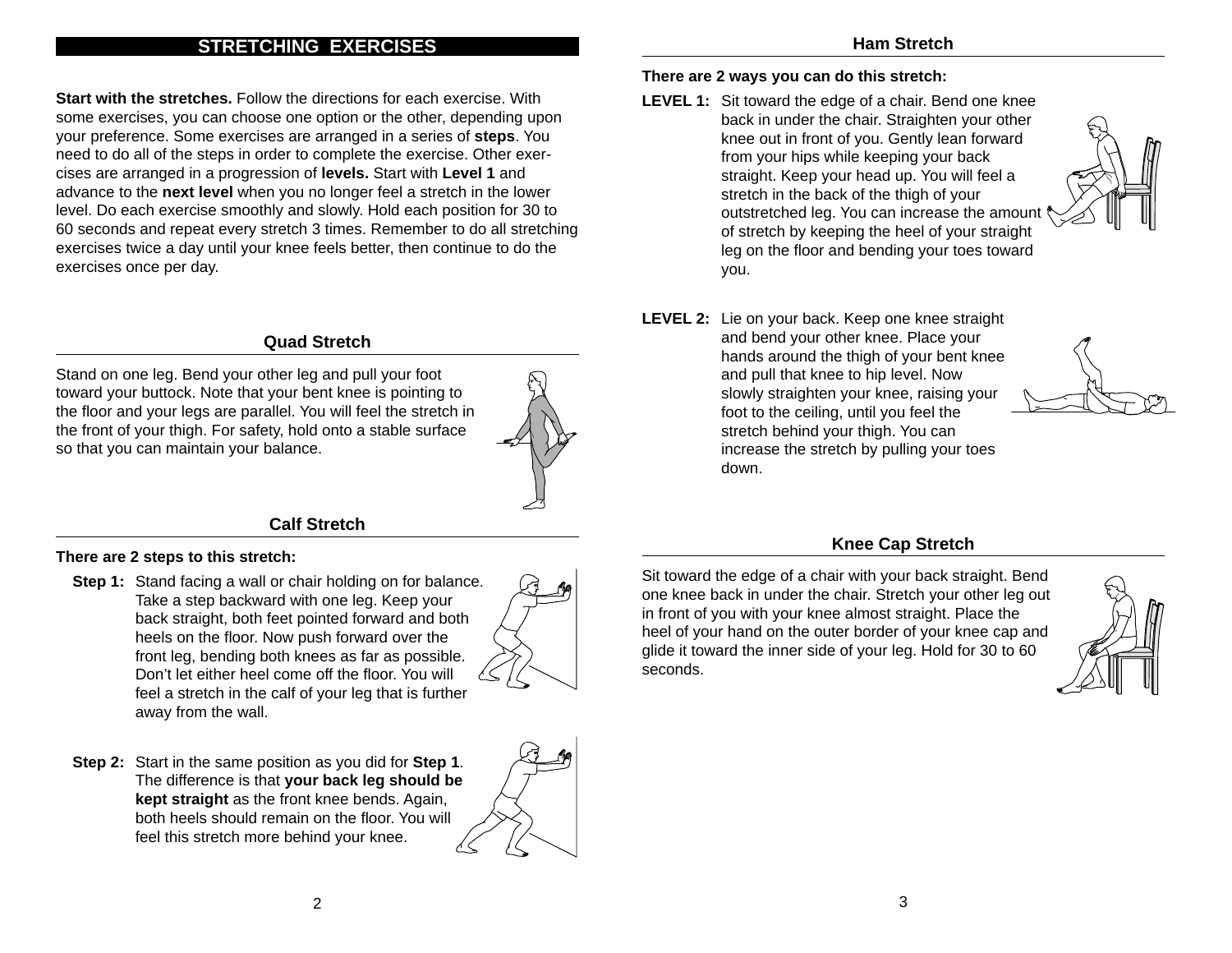## STRETCHING EXERCISES

**Start with the stretches.** Follow the directions for each exercise. With some exercises, you can choose one option or the other, depending upon your preference. Some exercises are arranged in a series of **steps**. You need to do all of the steps in order to complete the exercise. Other exercises are arranged in a progression of **levels.** Start with **Level 1** and advance to the **next level** when you no longer feel a stretch in the lower level. Do each exercise smoothly and slowly. Hold each position for 30 to 60 seconds and repeat every stretch 3 times. Remember to do all stretching exercises twice a day until your knee feels better, then continue to do the exercises once per day.

### Quad Stretch

Stand on one leg. Bend your other leg and pull your foot toward your buttock. Note that your bent knee is pointing to the floor and your legs are parallel. You will feel the stretch in the front of your thigh. For safety, hold onto a stable surface so that you can maintain your balance.

### Calf Stretch

**There are 2 steps to this stretch:**

**Step 1:** Stand facing a wall or chair holding on for balance. Take a step backward with one leg. Keep your back straight, both feet pointed forward and both heels on the floor. Now push forward over the front leg, bending both knees as far as possible. Don't let either heel come off the floor. You will feel a stretch in the calf of your leg that is further away from the wall.

**Step 2:** Start in the same position as you did for **Step 1**. The difference is that **your back leg should be kept straight** as the front knee bends. Again, both heels should remain on the floor. You will feel this stretch more behind your knee.

### Ham Stretch

**There are 2 ways you can do this stretch:**

**LEVEL 1:** Sit toward the edge of a chair. Bend one knee back in under the chair. Straighten your other knee out in front of you. Gently lean forward from your hips while keeping your back straight. Keep your head up. You will feel a stretch in the back of the thigh of your outstretched leg. You can increase the amount of stretch by keeping the heel of your straight leg on the floor and bending your toes toward you.

**LEVEL 2:** Lie on your back. Keep one knee straight and bend your other knee. Place your hands around the thigh of your bent knee and pull that knee to hip level. Now slowly straighten your knee, raising your foot to the ceiling, until you feel the stretch behind your thigh. You can increase the stretch by pulling your toes down.

### Knee Cap Stretch

Sit toward the edge of a chair with your back straight. Bend one knee back in under the chair. Stretch your other leg out in front of you with your knee almost straight. Place the heel of your hand on the outer border of your knee cap and glide it toward the inner side of your leg. Hold for 30 to 60 seconds.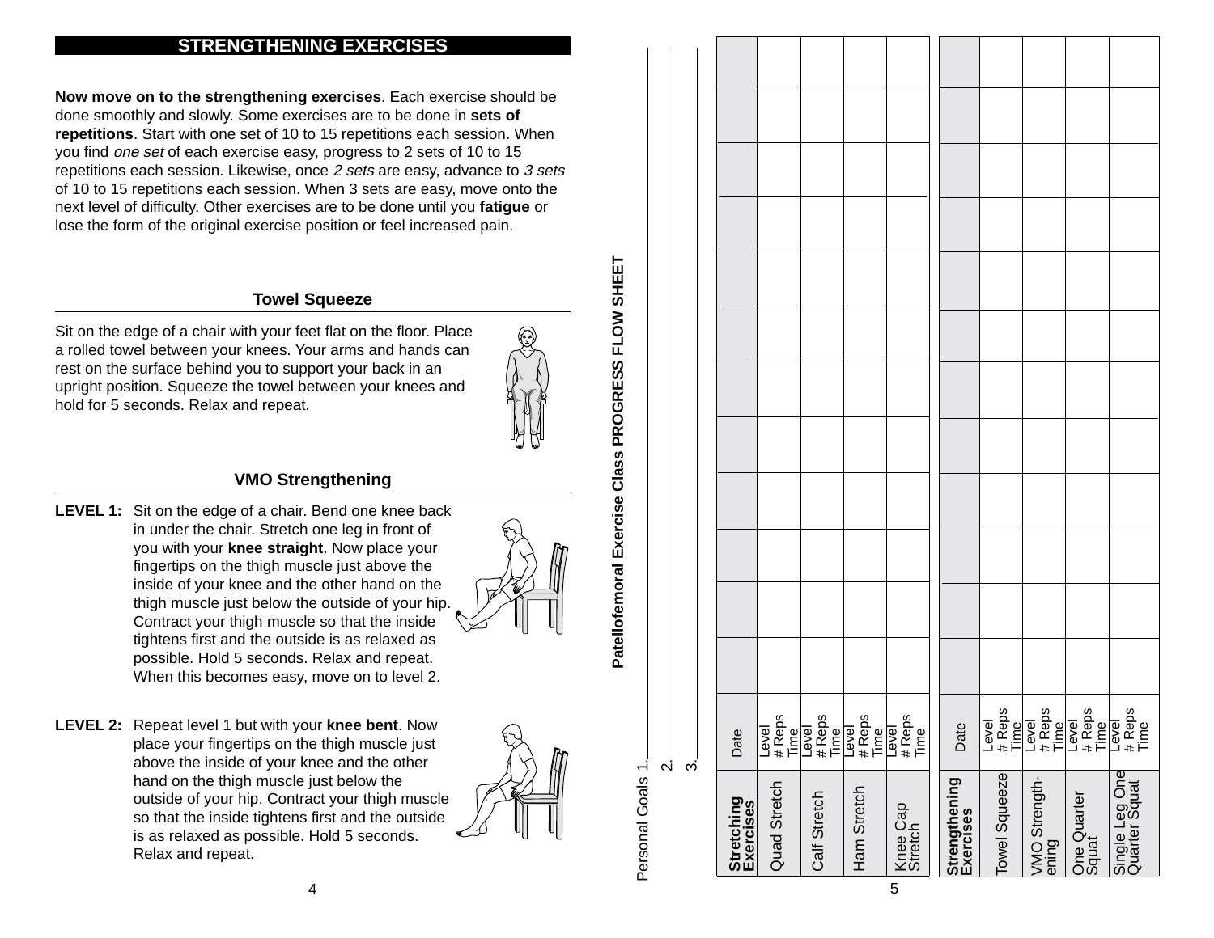## STRENGTHENING EXERCISES

**Now move on to the strengthening exercises**. Each exercise should be done smoothly and slowly. Some exercises are to be done in **sets of repetitions**. Start with one set of 10 to 15 repetitions each session. When you find *one set* of each exercise easy, progress to 2 sets of 10 to 15 repetitions each session. Likewise, once *2 sets* are easy, advance to *3 sets* of 10 to 15 repetitions each session. When 3 sets are easy, move onto the next level of difficulty. Other exercises are to be done until you **fatigue** or lose the form of the original exercise position or feel increased pain.

### Towel Squeeze

Sit on the edge of a chair with your feet flat on the floor. Place a rolled towel between your knees. Your arms and hands can rest on the surface behind you to support your back in an upright position. Squeeze the towel between your knees and hold for 5 seconds. Relax and repeat.

### VMO Strengthening

**LEVEL 1:** Sit on the edge of a chair. Bend one knee back in under the chair. Stretch one leg in front of you with your **knee straight**. Now place your fingertips on the thigh muscle just above the inside of your knee and the other hand on the thigh muscle just below the outside of your hip. Contract your thigh muscle so that the inside tightens first and the outside is as relaxed as possible. Hold 5 seconds. Relax and repeat. When this becomes easy, move on to level 2.

**LEVEL 2:** Repeat level 1 but with your **knee bent**. Now place your fingertips on the thigh muscle just above the inside of your knee and the other hand on the thigh muscle just below the outside of your hip. Contract your thigh muscle so that the inside tightens first and the outside is as relaxed as possible. Hold 5 seconds. Relax and repeat.

## Patellofemoral Exercise Class PROGRESS FLOW SHEET

Personal Goals 1. ______________________

2. ______________________

3. ______________________

| Stretching Exercises | | | | | | | | | | | | | |
|---|---|---|---|---|---|---|---|---|---|---|---|---|---|
| | Date | | | | | | | | | | | | |
| Quad Stretch | Level # Reps Time | | | | | | | | | | | | |
| Calf Stretch | Level # Reps Time | | | | | | | | | | | | |
| Ham Stretch | Level # Reps Time | | | | | | | | | | | | |
| Knee Cap Stretch | Level # Reps Time | | | | | | | | | | | | |

| Strengthening Exercises | | | | | | | | | | | | | |
|---|---|---|---|---|---|---|---|---|---|---|---|---|---|
| | Date | | | | | | | | | | | | |
| Towel Squeeze | Level # Reps Time | | | | | | | | | | | | |
| VMO Strength-ening | Level # Reps Time | | | | | | | | | | | | |
| One Quarter Squat | Level # Reps Time | | | | | | | | | | | | |
| Single Leg One Quarter Squat | Level # Reps Time | | | | | | | | | | | | |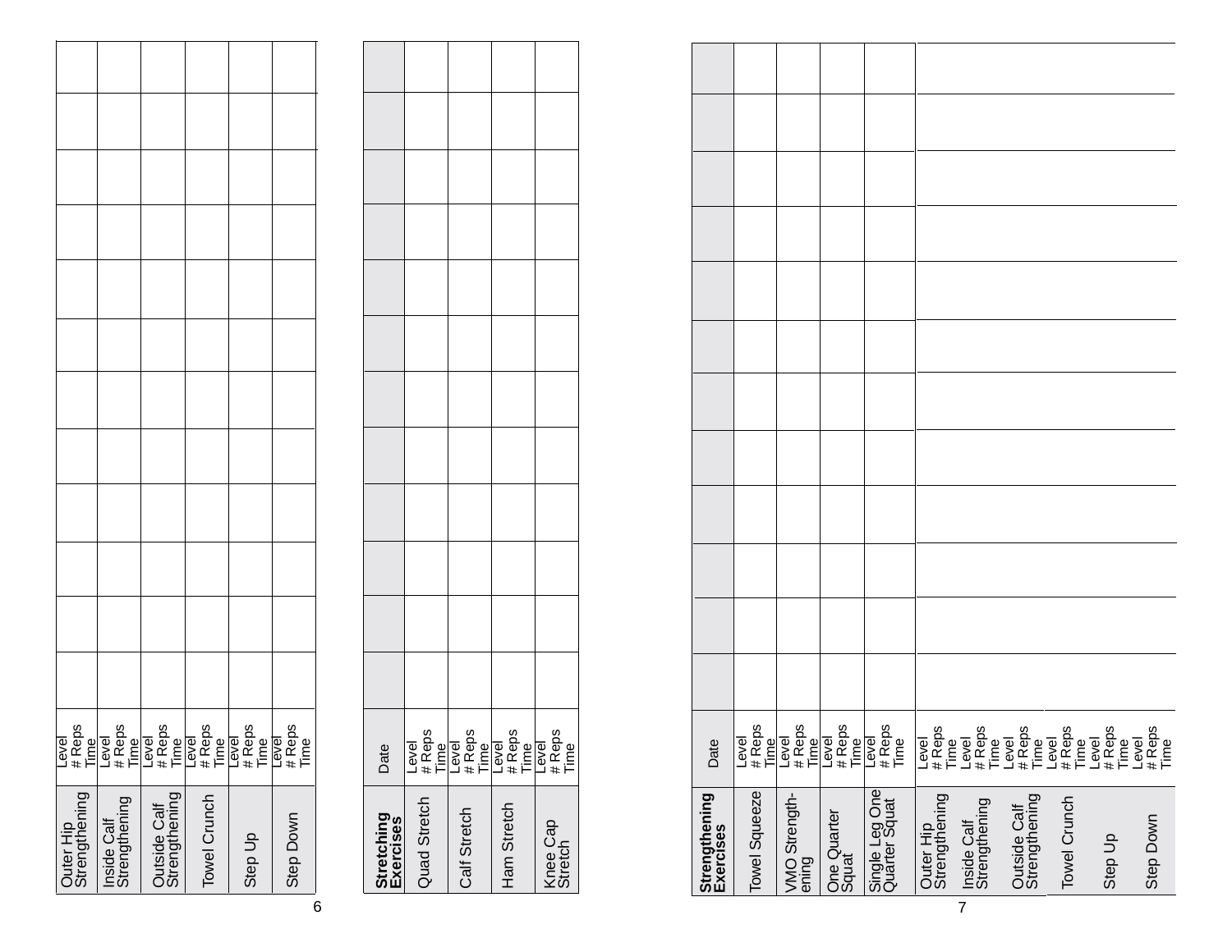| | | | | | | | | | | | | |
|---|---|---|---|---|---|---|---|---|---|---|---|---|
| Outer Hip Strengthening | Level # Reps Time | | | | | | | | | | | |
| Inside Calf Strengthening | Level # Reps Time | | | | | | | | | | | |
| Outside Calf Strengthening | Level # Reps Time | | | | | | | | | | | |
| Towel Crunch | Level # Reps Time | | | | | | | | | | | |
| Step Up | Level # Reps Time | | | | | | | | | | | |
| Step Down | Level # Reps Time | | | | | | | | | | | |

| **Stretching Exercises** | Date | | | | | | | | | | | |
|---|---|---|---|---|---|---|---|---|---|---|---|---|
| Quad Stretch | Level # Reps Time | | | | | | | | | | | |
| Calf Stretch | Level # Reps Time | | | | | | | | | | | |
| Ham Stretch | Level # Reps Time | | | | | | | | | | | |
| Knee Cap Stretch | Level # Reps Time | | | | | | | | | | | |

| **Strengthening Exercises** | Date | | | | | | | | | | | |
|---|---|---|---|---|---|---|---|---|---|---|---|---|
| Towel Squeeze | Level # Reps Time | | | | | | | | | | | |
| VMO Strength-ening | Level # Reps Time | | | | | | | | | | | |
| One Quarter Squat | Level # Reps Time | | | | | | | | | | | |
| Single Leg One Quarter Squat | Level # Reps Time | | | | | | | | | | | |
| Outer Hip Strengthening | Level # Reps Time | | | | | | | | | | | |
| Inside Calf Strengthening | Level # Reps Time | | | | | | | | | | | |
| Outside Calf Strengthening | Level # Reps Time | | | | | | | | | | | |
| Towel Crunch | Level # Reps Time | | | | | | | | | | | |
| Step Up | Level # Reps Time | | | | | | | | | | | |
| Step Down | Level # Reps Time | | | | | | | | | | | |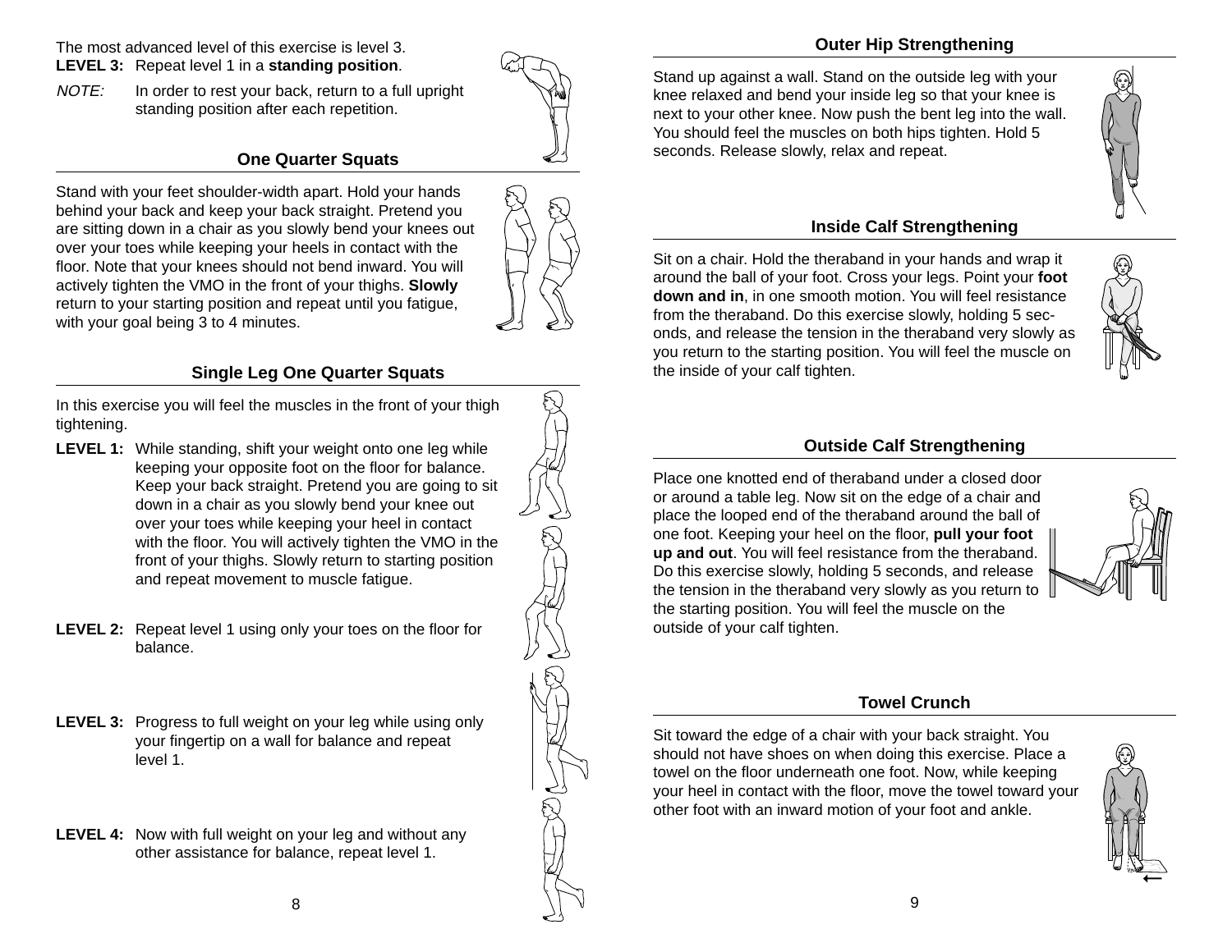The most advanced level of this exercise is level 3.

**LEVEL 3:** Repeat level 1 in a **standing position**.

*NOTE:* In order to rest your back, return to a full upright standing position after each repetition.

## One Quarter Squats

Stand with your feet shoulder-width apart. Hold your hands behind your back and keep your back straight. Pretend you are sitting down in a chair as you slowly bend your knees out over your toes while keeping your heels in contact with the floor. Note that your knees should not bend inward. You will actively tighten the VMO in the front of your thighs. **Slowly** return to your starting position and repeat until you fatigue, with your goal being 3 to 4 minutes.

## Single Leg One Quarter Squats

In this exercise you will feel the muscles in the front of your thigh tightening.

**LEVEL 1:** While standing, shift your weight onto one leg while keeping your opposite foot on the floor for balance. Keep your back straight. Pretend you are going to sit down in a chair as you slowly bend your knee out over your toes while keeping your heel in contact with the floor. You will actively tighten the VMO in the front of your thighs. Slowly return to starting position and repeat movement to muscle fatigue.

**LEVEL 2:** Repeat level 1 using only your toes on the floor for balance.

**LEVEL 3:** Progress to full weight on your leg while using only your fingertip on a wall for balance and repeat level 1.

**LEVEL 4:** Now with full weight on your leg and without any other assistance for balance, repeat level 1.

## Outer Hip Strengthening

Stand up against a wall. Stand on the outside leg with your knee relaxed and bend your inside leg so that your knee is next to your other knee. Now push the bent leg into the wall. You should feel the muscles on both hips tighten. Hold 5 seconds. Release slowly, relax and repeat.

## Inside Calf Strengthening

Sit on a chair. Hold the theraband in your hands and wrap it around the ball of your foot. Cross your legs. Point your **foot down and in**, in one smooth motion. You will feel resistance from the theraband. Do this exercise slowly, holding 5 seconds, and release the tension in the theraband very slowly as you return to the starting position. You will feel the muscle on the inside of your calf tighten.

## Outside Calf Strengthening

Place one knotted end of theraband under a closed door or around a table leg. Now sit on the edge of a chair and place the looped end of the theraband around the ball of one foot. Keeping your heel on the floor, **pull your foot up and out**. You will feel resistance from the theraband. Do this exercise slowly, holding 5 seconds, and release the tension in the theraband very slowly as you return to the starting position. You will feel the muscle on the outside of your calf tighten.

## Towel Crunch

Sit toward the edge of a chair with your back straight. You should not have shoes on when doing this exercise. Place a towel on the floor underneath one foot. Now, while keeping your heel in contact with the floor, move the towel toward your other foot with an inward motion of your foot and ankle.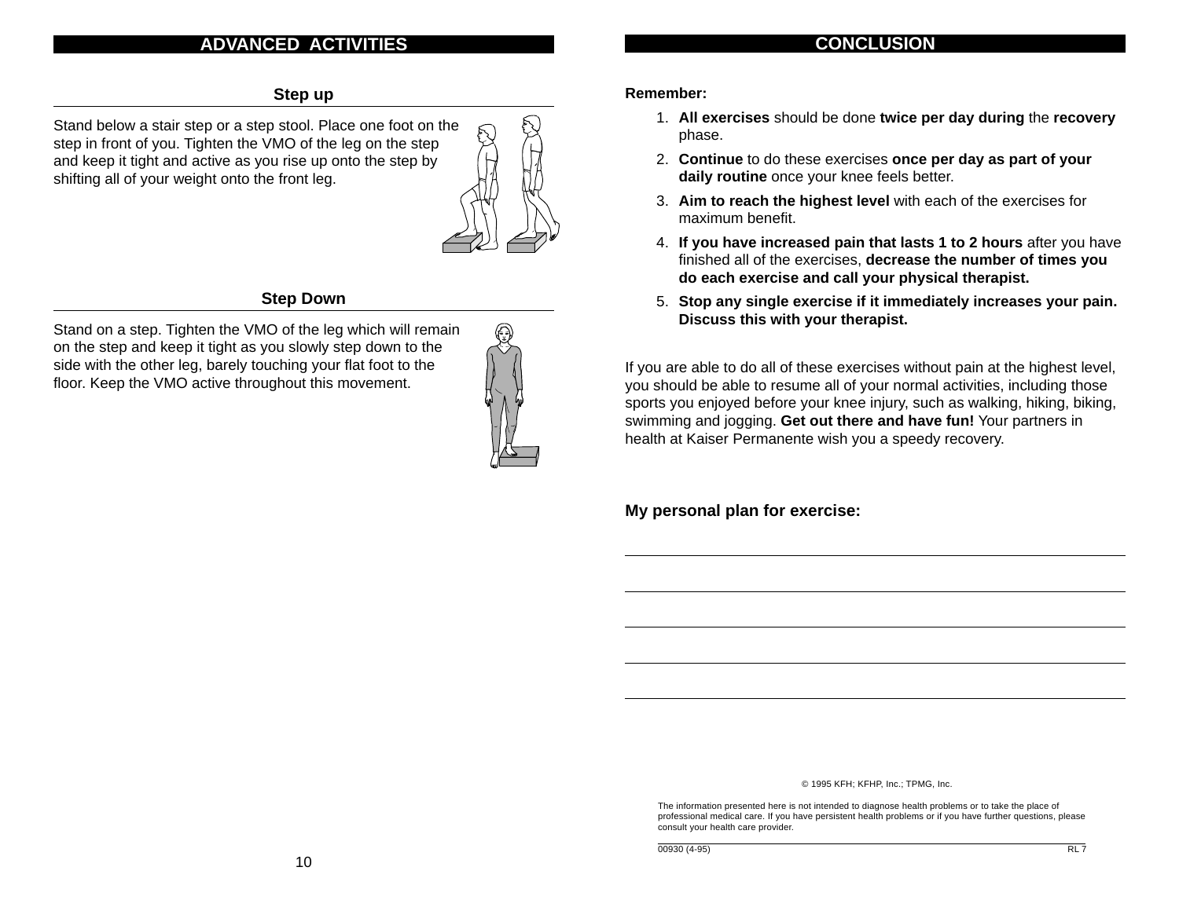## ADVANCED ACTIVITIES

### Step up

Stand below a stair step or a step stool. Place one foot on the step in front of you. Tighten the VMO of the leg on the step and keep it tight and active as you rise up onto the step by shifting all of your weight onto the front leg.

### Step Down

Stand on a step. Tighten the VMO of the leg which will remain on the step and keep it tight as you slowly step down to the side with the other leg, barely touching your flat foot to the floor. Keep the VMO active throughout this movement.

## CONCLUSION

**Remember:**

1. **All exercises** should be done **twice per day during** the **recovery** phase.
2. **Continue** to do these exercises **once per day as part of your daily routine** once your knee feels better.
3. **Aim to reach the highest level** with each of the exercises for maximum benefit.
4. **If you have increased pain that lasts 1 to 2 hours** after you have finished all of the exercises, **decrease the number of times you do each exercise and call your physical therapist.**
5. **Stop any single exercise if it immediately increases your pain. Discuss this with your therapist.**

If you are able to do all of these exercises without pain at the highest level, you should be able to resume all of your normal activities, including those sports you enjoyed before your knee injury, such as walking, hiking, biking, swimming and jogging. **Get out there and have fun!** Your partners in health at Kaiser Permanente wish you a speedy recovery.

**My personal plan for exercise:**

\_\_\_\_\_\_\_\_\_\_\_\_\_\_\_\_\_\_\_\_\_\_\_\_\_\_\_\_\_\_\_\_\_\_\_\_\_\_\_\_

\_\_\_\_\_\_\_\_\_\_\_\_\_\_\_\_\_\_\_\_\_\_\_\_\_\_\_\_\_\_\_\_\_\_\_\_\_\_\_\_

\_\_\_\_\_\_\_\_\_\_\_\_\_\_\_\_\_\_\_\_\_\_\_\_\_\_\_\_\_\_\_\_\_\_\_\_\_\_\_\_

\_\_\_\_\_\_\_\_\_\_\_\_\_\_\_\_\_\_\_\_\_\_\_\_\_\_\_\_\_\_\_\_\_\_\_\_\_\_\_\_

\_\_\_\_\_\_\_\_\_\_\_\_\_\_\_\_\_\_\_\_\_\_\_\_\_\_\_\_\_\_\_\_\_\_\_\_\_\_\_\_

© 1995 KFH; KFHP, Inc.; TPMG, Inc.

The information presented here is not intended to diagnose health problems or to take the place of professional medical care. If you have persistent health problems or if you have further questions, please consult your health care provider.

00930 (4-95) RL 7